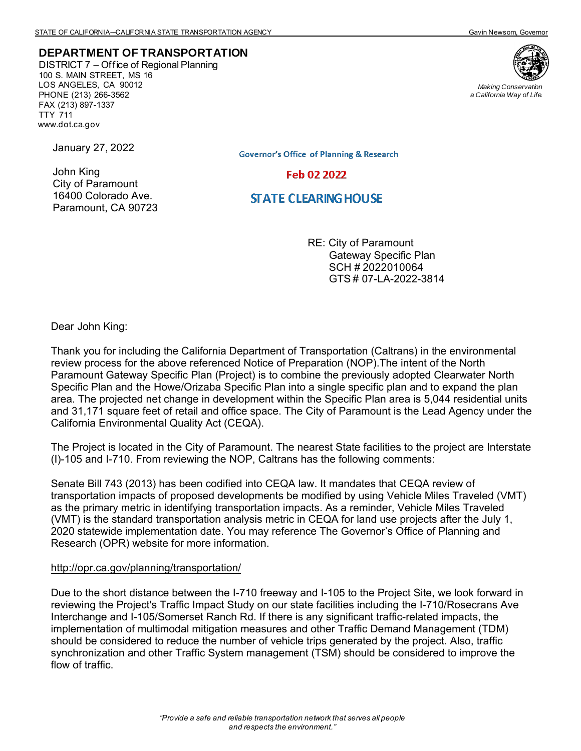STATE OF CALIFORNIA—CALIFORNIA STATE TRANSPORTATION AGENCY Gavin Newsom, Governor

**DEPARTMENT OF TRANSPORTATION**
DISTRICT 7 – Office of Regional Planning
100 S. MAIN STREET, MS 16
LOS ANGELES, CA 90012
PHONE (213) 266-3562
FAX (213) 897-1337
TTY 711
www.dot.ca.gov

*Making Conservation a California Way of Life.*

January 27, 2022

Governor's Office of Planning & Research

Feb 02 2022

STATE CLEARING HOUSE

John King
City of Paramount
16400 Colorado Ave.
Paramount, CA 90723

RE: City of Paramount
Gateway Specific Plan
SCH # 2022010064
GTS # 07-LA-2022-3814

Dear John King:

Thank you for including the California Department of Transportation (Caltrans) in the environmental review process for the above referenced Notice of Preparation (NOP).The intent of the North Paramount Gateway Specific Plan (Project) is to combine the previously adopted Clearwater North Specific Plan and the Howe/Orizaba Specific Plan into a single specific plan and to expand the plan area. The projected net change in development within the Specific Plan area is 5,044 residential units and 31,171 square feet of retail and office space. The City of Paramount is the Lead Agency under the California Environmental Quality Act (CEQA).

The Project is located in the City of Paramount. The nearest State facilities to the project are Interstate (I)-105 and I-710. From reviewing the NOP, Caltrans has the following comments:

Senate Bill 743 (2013) has been codified into CEQA law. It mandates that CEQA review of transportation impacts of proposed developments be modified by using Vehicle Miles Traveled (VMT) as the primary metric in identifying transportation impacts. As a reminder, Vehicle Miles Traveled (VMT) is the standard transportation analysis metric in CEQA for land use projects after the July 1, 2020 statewide implementation date. You may reference The Governor's Office of Planning and Research (OPR) website for more information.

http://opr.ca.gov/planning/transportation/

Due to the short distance between the I-710 freeway and I-105 to the Project Site, we look forward in reviewing the Project's Traffic Impact Study on our state facilities including the I-710/Rosecrans Ave Interchange and I-105/Somerset Ranch Rd. If there is any significant traffic-related impacts, the implementation of multimodal mitigation measures and other Traffic Demand Management (TDM) should be considered to reduce the number of vehicle trips generated by the project. Also, traffic synchronization and other Traffic System management (TSM) should be considered to improve the flow of traffic.

*"Provide a safe and reliable transportation network that serves all people and respects the environment."*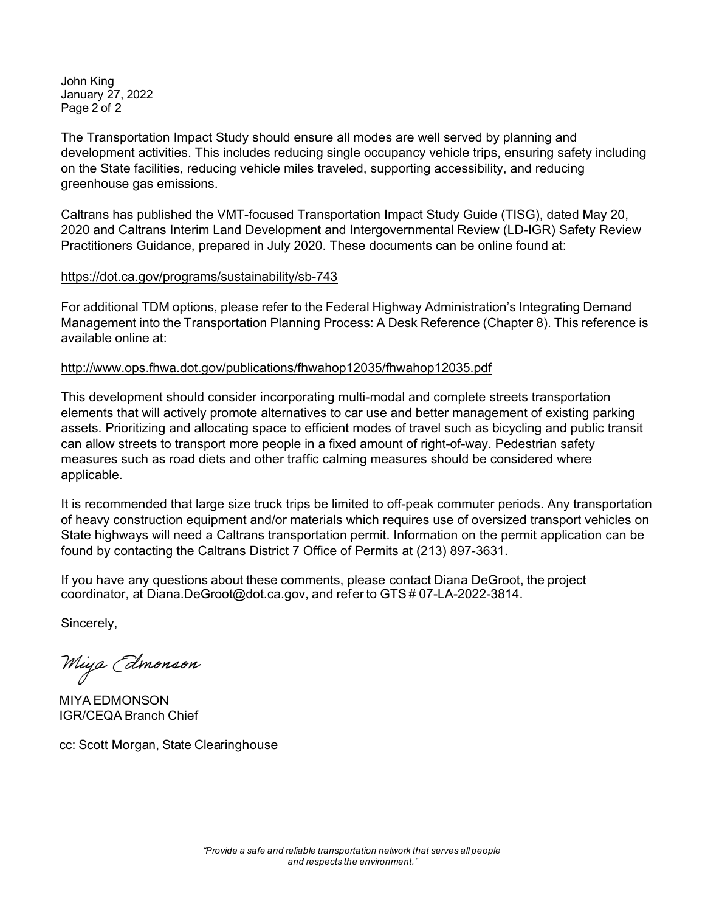The Transportation Impact Study should ensure all modes are well served by planning and development activities. This includes reducing single occupancy vehicle trips, ensuring safety including on the State facilities, reducing vehicle miles traveled, supporting accessibility, and reducing greenhouse gas emissions.

Caltrans has published the VMT-focused Transportation Impact Study Guide (TISG), dated May 20, 2020 and Caltrans Interim Land Development and Intergovernmental Review (LD-IGR) Safety Review Practitioners Guidance, prepared in July 2020. These documents can be online found at:

https://dot.ca.gov/programs/sustainability/sb-743

For additional TDM options, please refer to the Federal Highway Administration's Integrating Demand Management into the Transportation Planning Process: A Desk Reference (Chapter 8). This reference is available online at:

http://www.ops.fhwa.dot.gov/publications/fhwahop12035/fhwahop12035.pdf

This development should consider incorporating multi-modal and complete streets transportation elements that will actively promote alternatives to car use and better management of existing parking assets. Prioritizing and allocating space to efficient modes of travel such as bicycling and public transit can allow streets to transport more people in a fixed amount of right-of-way. Pedestrian safety measures such as road diets and other traffic calming measures should be considered where applicable.

It is recommended that large size truck trips be limited to off-peak commuter periods. Any transportation of heavy construction equipment and/or materials which requires use of oversized transport vehicles on State highways will need a Caltrans transportation permit. Information on the permit application can be found by contacting the Caltrans District 7 Office of Permits at (213) 897-3631.

If you have any questions about these comments, please contact Diana DeGroot, the project coordinator, at Diana.DeGroot@dot.ca.gov, and refer to GTS # 07-LA-2022-3814.

Sincerely,

*Miya Edmonson*

MIYA EDMONSON
IGR/CEQA Branch Chief

cc: Scott Morgan, State Clearinghouse

*"Provide a safe and reliable transportation network that serves all people and respects the environment."*